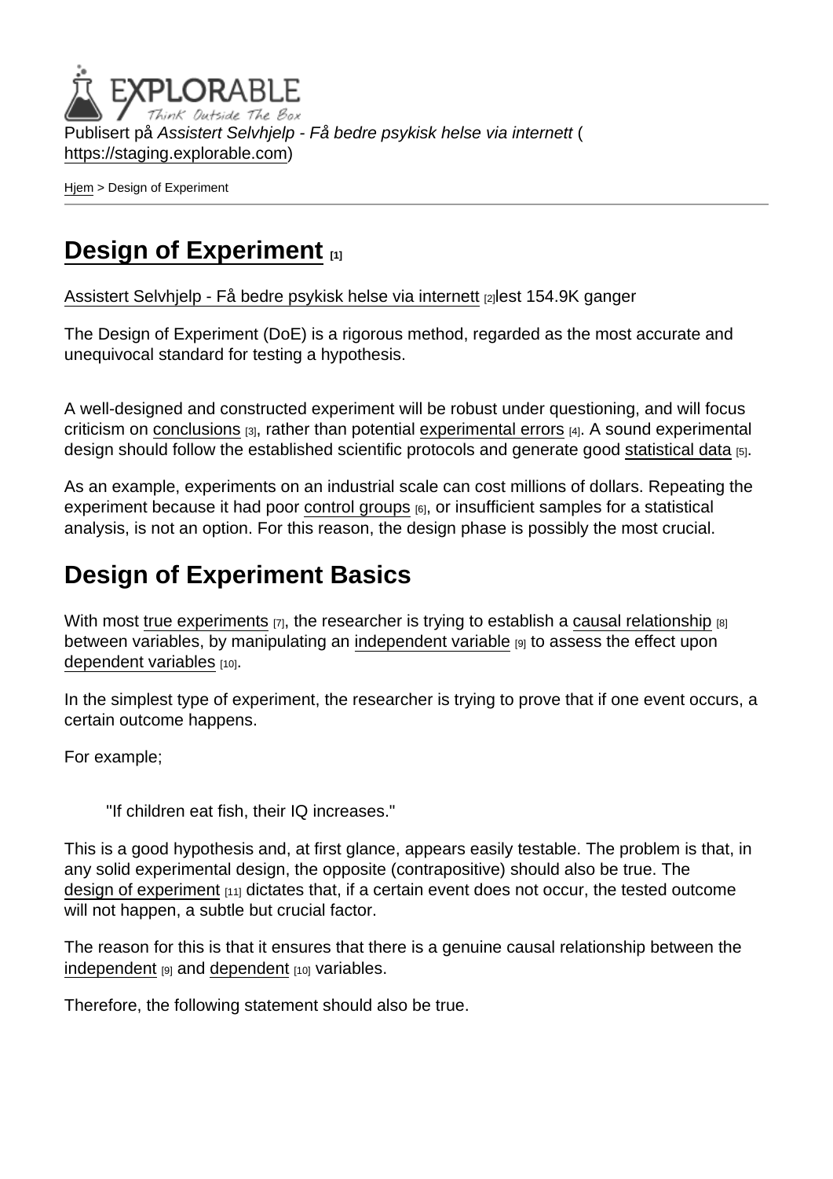Publisert på *Assistert Selvhjelp - Få bedre psykisk helse via internett* ( https://staging.explorable.com)

Hjem > Design of Experiment

# Design of Experiment [1]

Assistert Selvhjelp - Få bedre psykisk helse via internett [2]lest 154.9K ganger

The Design of Experiment (DoE) is a rigorous method, regarded as the most accurate and unequivocal standard for testing a hypothesis.

A well-designed and constructed experiment will be robust under questioning, and will focus criticism on conclusions [3], rather than potential experimental errors [4]. A sound experimental design should follow the established scientific protocols and generate good statistical data [5].

As an example, experiments on an industrial scale can cost millions of dollars. Repeating the experiment because it had poor control groups [6], or insufficient samples for a statistical analysis, is not an option. For this reason, the design phase is possibly the most crucial.

## Design of Experiment Basics

With most true experiments [7], the researcher is trying to establish a causal relationship [8] between variables, by manipulating an independent variable [9] to assess the effect upon dependent variables [10].

In the simplest type of experiment, the researcher is trying to prove that if one event occurs, a certain outcome happens.

For example;

> "If children eat fish, their IQ increases."

This is a good hypothesis and, at first glance, appears easily testable. The problem is that, in any solid experimental design, the opposite (contrapositive) should also be true. The design of experiment [11] dictates that, if a certain event does not occur, the tested outcome will not happen, a subtle but crucial factor.

The reason for this is that it ensures that there is a genuine causal relationship between the independent [9] and dependent [10] variables.

Therefore, the following statement should also be true.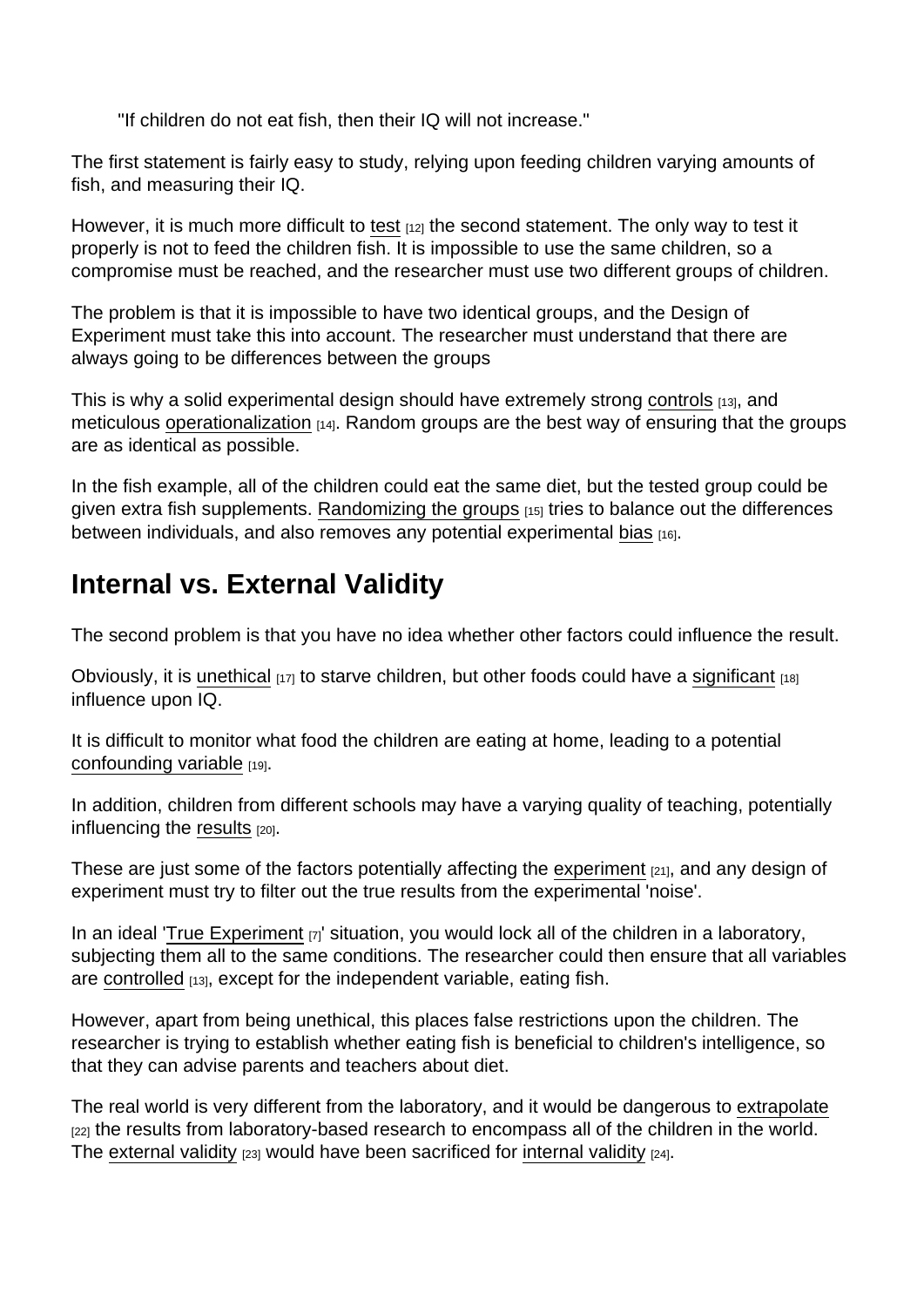"If children do not eat fish, then their IQ will not increase."

The first statement is fairly easy to study, relying upon feeding children varying amounts of fish, and measuring their IQ.

However, it is much more difficult to test [12] the second statement. The only way to test it properly is not to feed the children fish. It is impossible to use the same children, so a compromise must be reached, and the researcher must use two different groups of children.

The problem is that it is impossible to have two identical groups, and the Design of Experiment must take this into account. The researcher must understand that there are always going to be differences between the groups

This is why a solid experimental design should have extremely strong controls [13], and meticulous operationalization [14]. Random groups are the best way of ensuring that the groups are as identical as possible.

In the fish example, all of the children could eat the same diet, but the tested group could be given extra fish supplements. Randomizing the groups [15] tries to balance out the differences between individuals, and also removes any potential experimental bias [16].

## Internal vs. External Validity

The second problem is that you have no idea whether other factors could influence the result.

Obviously, it is unethical [17] to starve children, but other foods could have a significant [18] influence upon IQ.

It is difficult to monitor what food the children are eating at home, leading to a potential confounding variable [19].

In addition, children from different schools may have a varying quality of teaching, potentially influencing the results [20].

These are just some of the factors potentially affecting the experiment [21], and any design of experiment must try to filter out the true results from the experimental 'noise'.

In an ideal 'True Experiment [7]' situation, you would lock all of the children in a laboratory, subjecting them all to the same conditions. The researcher could then ensure that all variables are controlled [13], except for the independent variable, eating fish.

However, apart from being unethical, this places false restrictions upon the children. The researcher is trying to establish whether eating fish is beneficial to children's intelligence, so that they can advise parents and teachers about diet.

The real world is very different from the laboratory, and it would be dangerous to extrapolate [22] the results from laboratory-based research to encompass all of the children in the world. The external validity [23] would have been sacrificed for internal validity [24].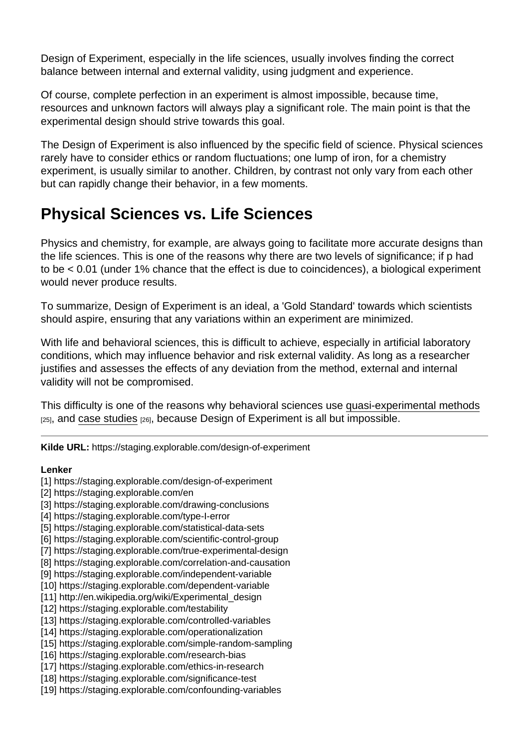Design of Experiment, especially in the life sciences, usually involves finding the correct balance between internal and external validity, using judgment and experience.

Of course, complete perfection in an experiment is almost impossible, because time, resources and unknown factors will always play a significant role. The main point is that the experimental design should strive towards this goal.

The Design of Experiment is also influenced by the specific field of science. Physical sciences rarely have to consider ethics or random fluctuations; one lump of iron, for a chemistry experiment, is usually similar to another. Children, by contrast not only vary from each other but can rapidly change their behavior, in a few moments.

## Physical Sciences vs. Life Sciences

Physics and chemistry, for example, are always going to facilitate more accurate designs than the life sciences. This is one of the reasons why there are two levels of significance; if p had to be $< 0.01$ (under 1% chance that the effect is due to coincidences), a biological experiment would never produce results.

To summarize, Design of Experiment is an ideal, a 'Gold Standard' towards which scientists should aspire, ensuring that any variations within an experiment are minimized.

With life and behavioral sciences, this is difficult to achieve, especially in artificial laboratory conditions, which may influence behavior and risk external validity. As long as a researcher justifies and assesses the effects of any deviation from the method, external and internal validity will not be compromised.

This difficulty is one of the reasons why behavioral sciences use quasi-experimental methods [25], and case studies [26], because Design of Experiment is all but impossible.

---

**Kilde URL:** https://staging.explorable.com/design-of-experiment

**Lenker**
[1] https://staging.explorable.com/design-of-experiment
[2] https://staging.explorable.com/en
[3] https://staging.explorable.com/drawing-conclusions
[4] https://staging.explorable.com/type-I-error
[5] https://staging.explorable.com/statistical-data-sets
[6] https://staging.explorable.com/scientific-control-group
[7] https://staging.explorable.com/true-experimental-design
[8] https://staging.explorable.com/correlation-and-causation
[9] https://staging.explorable.com/independent-variable
[10] https://staging.explorable.com/dependent-variable
[11] http://en.wikipedia.org/wiki/Experimental_design
[12] https://staging.explorable.com/testability
[13] https://staging.explorable.com/controlled-variables
[14] https://staging.explorable.com/operationalization
[15] https://staging.explorable.com/simple-random-sampling
[16] https://staging.explorable.com/research-bias
[17] https://staging.explorable.com/ethics-in-research
[18] https://staging.explorable.com/significance-test
[19] https://staging.explorable.com/confounding-variables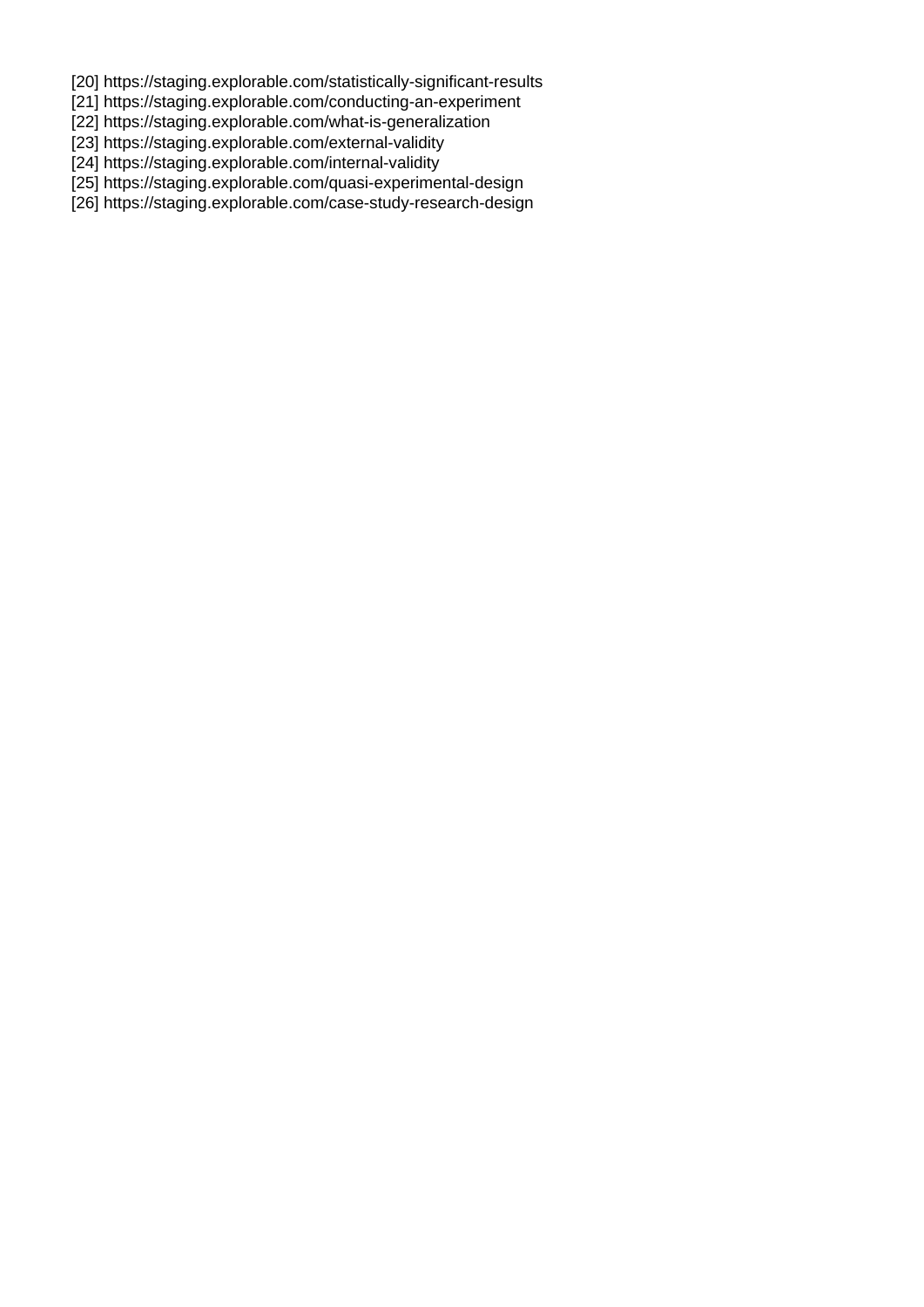[20] https://staging.explorable.com/statistically-significant-results
[21] https://staging.explorable.com/conducting-an-experiment
[22] https://staging.explorable.com/what-is-generalization
[23] https://staging.explorable.com/external-validity
[24] https://staging.explorable.com/internal-validity
[25] https://staging.explorable.com/quasi-experimental-design
[26] https://staging.explorable.com/case-study-research-design